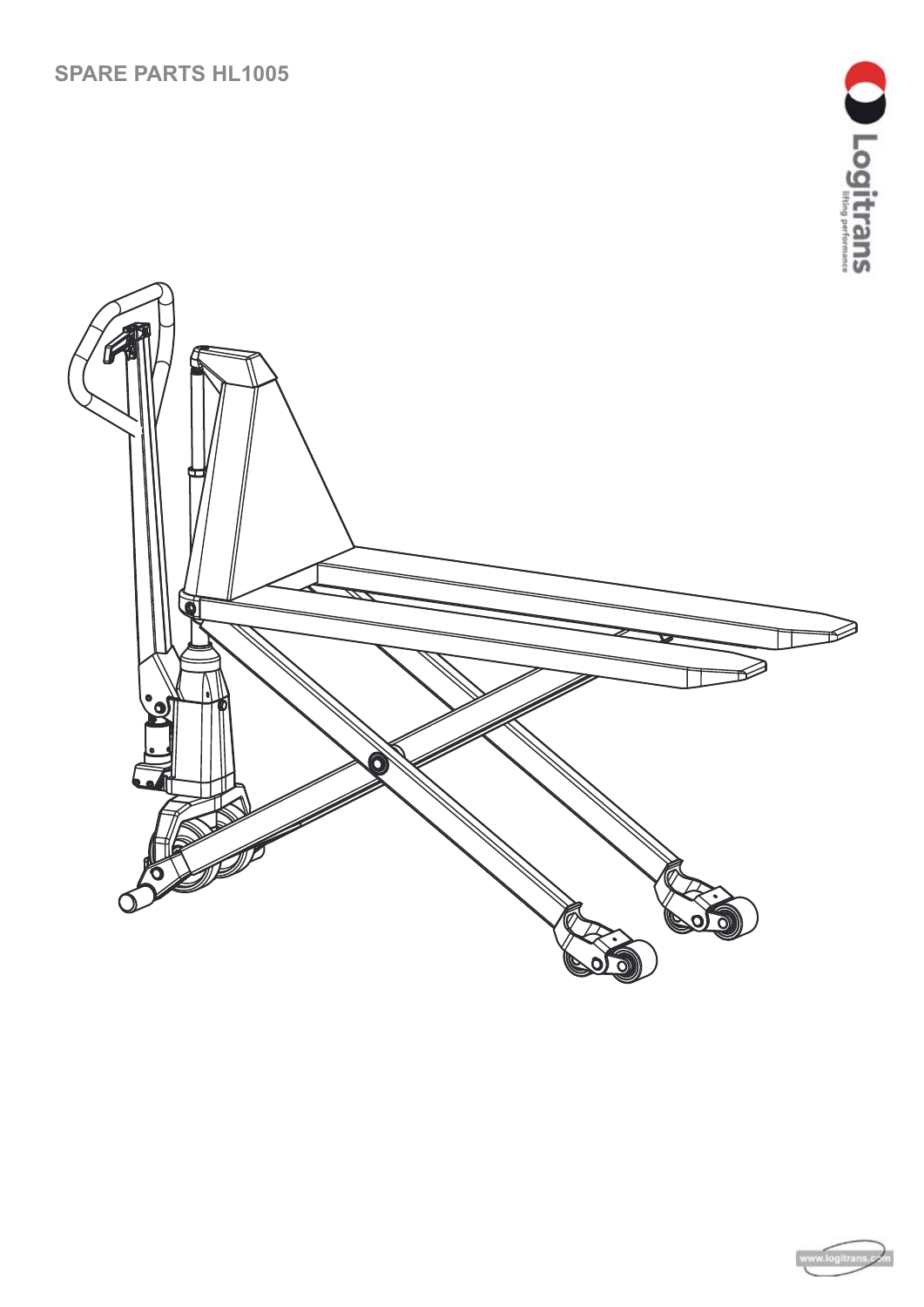# SPARE PARTS HL1005

Logitrans
lifting performance

www.logitrans.com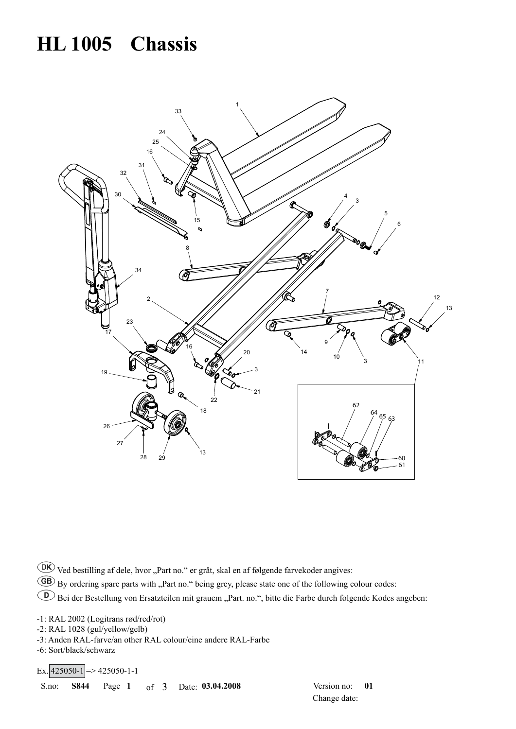# HL 1005 Chassis

1
33
24
25
16
31
32
30
15
4
3
5
6
8
34
2
7
12
13
23
17
16
20
3
14
9
10
3
11
19
22
21
18
62
64
65
63
26
27
28
29
13
60
61

DK Ved bestilling af dele, hvor „Part no." er gråt, skal en af følgende farvekoder angives:

GB By ordering spare parts with „Part no." being grey, please state one of the following colour codes:

D Bei der Bestellung von Ersatzteilen mit grauem „Part. no.", bitte die Farbe durch folgende Kodes angeben:

- -1: RAL 2002 (Logitrans rød/red/rot)
- -2: RAL 1028 (gul/yellow/gelb)
- -3: Anden RAL-farve/an other RAL colour/eine andere RAL-Farbe
- -6: Sort/black/schwarz

Ex. 425050-1 => 425050-1-1

S.no: **S844** Page **1** of 3 Date: **03.04.2008** Version no: **01**
Change date: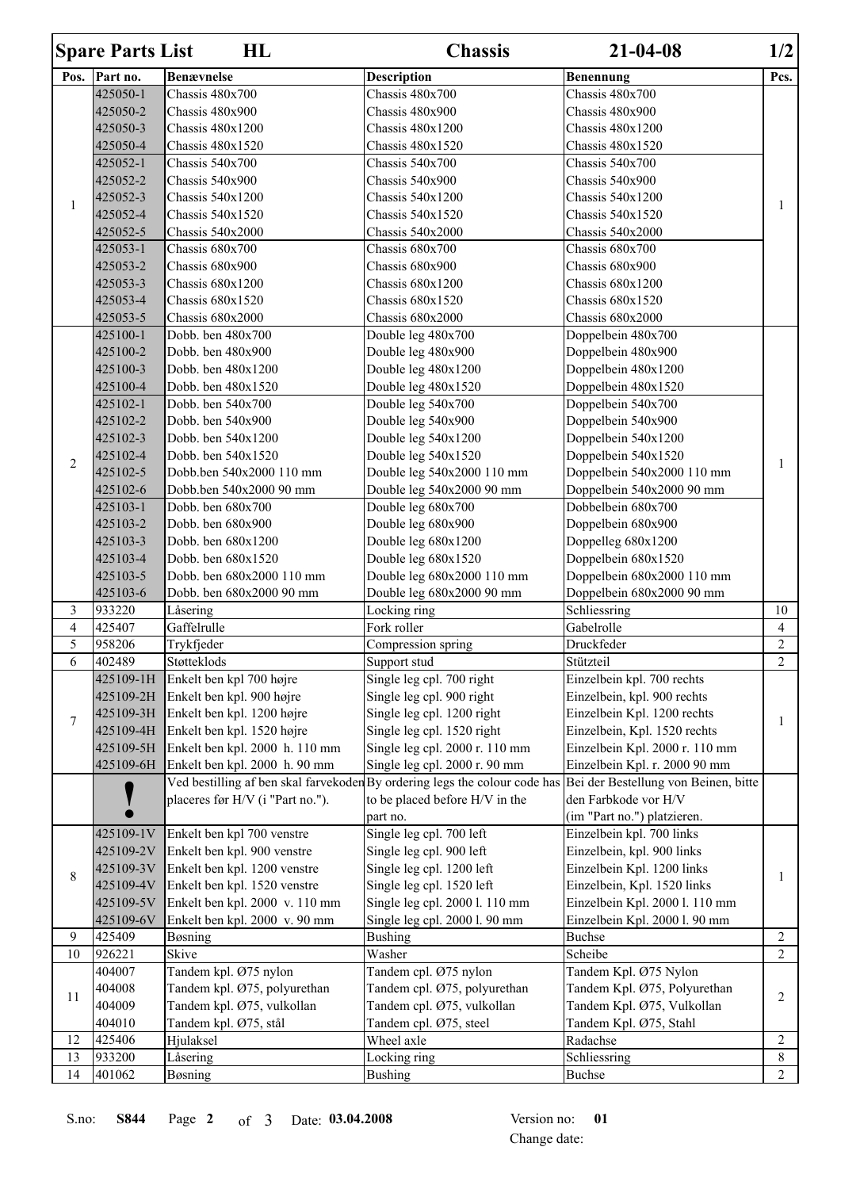| Spare Parts List | HL | | Chassis | 21-04-08 | 1/2 |
|---|---|---|---|---|---|
| **Pos.** | **Part no.** | **Benævnelse** | **Description** | **Benennung** | **Pcs.** |
| 1 | 425050-1 | Chassis 480x700 | Chassis 480x700 | Chassis 480x700 | 1 |
| | 425050-2 | Chassis 480x900 | Chassis 480x900 | Chassis 480x900 | |
| | 425050-3 | Chassis 480x1200 | Chassis 480x1200 | Chassis 480x1200 | |
| | 425050-4 | Chassis 480x1520 | Chassis 480x1520 | Chassis 480x1520 | |
| | 425052-1 | Chassis 540x700 | Chassis 540x700 | Chassis 540x700 | |
| | 425052-2 | Chassis 540x900 | Chassis 540x900 | Chassis 540x900 | |
| | 425052-3 | Chassis 540x1200 | Chassis 540x1200 | Chassis 540x1200 | |
| | 425052-4 | Chassis 540x1520 | Chassis 540x1520 | Chassis 540x1520 | |
| | 425052-5 | Chassis 540x2000 | Chassis 540x2000 | Chassis 540x2000 | |
| | 425053-1 | Chassis 680x700 | Chassis 680x700 | Chassis 680x700 | |
| | 425053-2 | Chassis 680x900 | Chassis 680x900 | Chassis 680x900 | |
| | 425053-3 | Chassis 680x1200 | Chassis 680x1200 | Chassis 680x1200 | |
| | 425053-4 | Chassis 680x1520 | Chassis 680x1520 | Chassis 680x1520 | |
| | 425053-5 | Chassis 680x2000 | Chassis 680x2000 | Chassis 680x2000 | |
| 2 | 425100-1 | Dobb. ben 480x700 | Double leg 480x700 | Doppelbein 480x700 | 1 |
| | 425100-2 | Dobb. ben 480x900 | Double leg 480x900 | Doppelbein 480x900 | |
| | 425100-3 | Dobb. ben 480x1200 | Double leg 480x1200 | Doppelbein 480x1200 | |
| | 425100-4 | Dobb. ben 480x1520 | Double leg 480x1520 | Doppelbein 480x1520 | |
| | 425102-1 | Dobb. ben 540x700 | Double leg 540x700 | Doppelbein 540x700 | |
| | 425102-2 | Dobb. ben 540x900 | Double leg 540x900 | Doppelbein 540x900 | |
| | 425102-3 | Dobb. ben 540x1200 | Double leg 540x1200 | Doppelbein 540x1200 | |
| | 425102-4 | Dobb. ben 540x1520 | Double leg 540x1520 | Doppelbein 540x1520 | |
| | 425102-5 | Dobb.ben 540x2000 110 mm | Double leg 540x2000 110 mm | Doppelbein 540x2000 110 mm | |
| | 425102-6 | Dobb.ben 540x2000 90 mm | Double leg 540x2000 90 mm | Doppelbein 540x2000 90 mm | |
| | 425103-1 | Dobb. ben 680x700 | Double leg 680x700 | Dobbelbein 680x700 | |
| | 425103-2 | Dobb. ben 680x900 | Double leg 680x900 | Doppelbein 680x900 | |
| | 425103-3 | Dobb. ben 680x1200 | Double leg 680x1200 | Doppelleg 680x1200 | |
| | 425103-4 | Dobb. ben 680x1520 | Double leg 680x1520 | Doppelbein 680x1520 | |
| | 425103-5 | Dobb. ben 680x2000 110 mm | Double leg 680x2000 110 mm | Doppelbein 680x2000 110 mm | |
| | 425103-6 | Dobb. ben 680x2000 90 mm | Double leg 680x2000 90 mm | Doppelbein 680x2000 90 mm | |
| 3 | 933220 | Låsering | Locking ring | Schliessring | 10 |
| 4 | 425407 | Gaffelrulle | Fork roller | Gabelrolle | 4 |
| 5 | 958206 | Trykfjeder | Compression spring | Druckfeder | 2 |
| 6 | 402489 | Støtteklods | Support stud | Stützteil | 2 |
| 7 | 425109-1H | Enkelt ben kpl 700 højre | Single leg cpl. 700 right | Einzelbein kpl. 700 rechts | 1 |
| | 425109-2H | Enkelt ben kpl. 900 højre | Single leg cpl. 900 right | Einzelbein, kpl. 900 rechts | |
| | 425109-3H | Enkelt ben kpl. 1200 højre | Single leg cpl. 1200 right | Einzelbein Kpl. 1200 rechts | |
| | 425109-4H | Enkelt ben kpl. 1520 højre | Single leg cpl. 1520 right | Einzelbein, Kpl. 1520 rechts | |
| | 425109-5H | Enkelt ben kpl. 2000 h. 110 mm | Single leg cpl. 2000 r. 110 mm | Einzelbein Kpl. 2000 r. 110 mm | |
| | 425109-6H | Enkelt ben kpl. 2000 h. 90 mm | Single leg cpl. 2000 r. 90 mm | Einzelbein Kpl. r. 2000 90 mm | |
| | ! | Ved bestilling af ben skal farvekoden placeres før H/V (i "Part no."). | By ordering legs the colour code has to be placed before H/V in the part no. | Bei der Bestellung von Beinen, bitte den Farbkode vor H/V (im "Part no.") platzieren. | |
| 8 | 425109-1V | Enkelt ben kpl 700 venstre | Single leg cpl. 700 left | Einzelbein kpl. 700 links | 1 |
| | 425109-2V | Enkelt ben kpl. 900 venstre | Single leg cpl. 900 left | Einzelbein, kpl. 900 links | |
| | 425109-3V | Enkelt ben kpl. 1200 venstre | Single leg cpl. 1200 left | Einzelbein Kpl. 1200 links | |
| | 425109-4V | Enkelt ben kpl. 1520 venstre | Single leg cpl. 1520 left | Einzelbein, Kpl. 1520 links | |
| | 425109-5V | Enkelt ben kpl. 2000 v. 110 mm | Single leg cpl. 2000 l. 110 mm | Einzelbein Kpl. 2000 l. 110 mm | |
| | 425109-6V | Enkelt ben kpl. 2000 v. 90 mm | Single leg cpl. 2000 l. 90 mm | Einzelbein Kpl. 2000 l. 90 mm | |
| 9 | 425409 | Bøsning | Bushing | Buchse | 2 |
| 10 | 926221 | Skive | Washer | Scheibe | 2 |
| 11 | 404007 | Tandem kpl. Ø75 nylon | Tandem cpl. Ø75 nylon | Tandem Kpl. Ø75 Nylon | 2 |
| | 404008 | Tandem kpl. Ø75, polyurethan | Tandem cpl. Ø75, polyurethan | Tandem Kpl. Ø75, Polyurethan | |
| | 404009 | Tandem kpl. Ø75, vulkollan | Tandem cpl. Ø75, vulkollan | Tandem Kpl. Ø75, Vulkollan | |
| | 404010 | Tandem kpl. Ø75, stål | Tandem cpl. Ø75, steel | Tandem Kpl. Ø75, Stahl | |
| 12 | 425406 | Hjulaksel | Wheel axle | Radachse | 2 |
| 13 | 933200 | Låsering | Locking ring | Schliessring | 8 |
| 14 | 401062 | Bøsning | Bushing | Buchse | 2 |

S.no: **S844** Date: **03.04.2008** Version no: **01** Change date: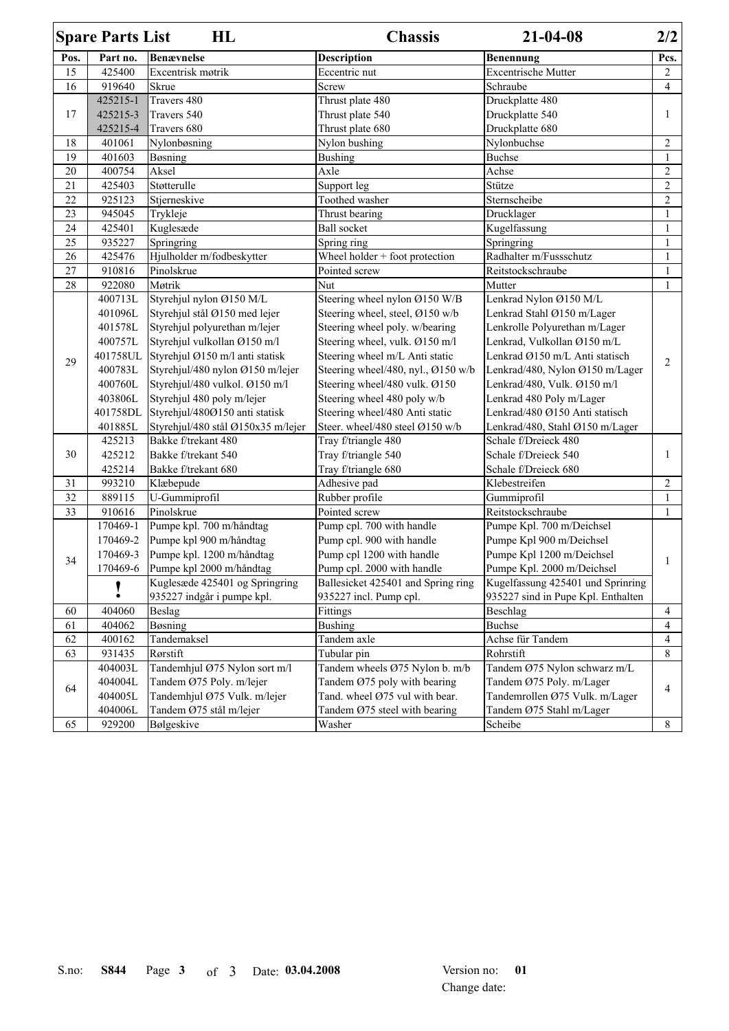| Spare Parts List | HL | | Chassis | 21-04-08 | 2/2 |
|---|---|---|---|---|---|
| **Pos.** | **Part no.** | **Benævnelse** | **Description** | **Benennung** | **Pcs.** |
| 15 | 425400 | Excentrisk møtrik | Eccentric nut | Excentrische Mutter | 2 |
| 16 | 919640 | Skrue | Screw | Schraube | 4 |
| 17 | 425215-1 | Travers 480 | Thrust plate 480 | Druckplatte 480 | 1 |
| | 425215-3 | Travers 540 | Thrust plate 540 | Druckplatte 540 | |
| | 425215-4 | Travers 680 | Thrust plate 680 | Druckplatte 680 | |
| 18 | 401061 | Nylonbøsning | Nylon bushing | Nylonbuchse | 2 |
| 19 | 401603 | Bøsning | Bushing | Buchse | 1 |
| 20 | 400754 | Aksel | Axle | Achse | 2 |
| 21 | 425403 | Støtterulle | Support leg | Stütze | 2 |
| 22 | 925123 | Stjerneskive | Toothed washer | Sternscheibe | 2 |
| 23 | 945045 | Trykleje | Thrust bearing | Drucklager | 1 |
| 24 | 425401 | Kuglesæde | Ball socket | Kugelfassung | 1 |
| 25 | 935227 | Springring | Spring ring | Springring | 1 |
| 26 | 425476 | Hjulholder m/fodbeskytter | Wheel holder + foot protection | Radhalter m/Fussschutz | 1 |
| 27 | 910816 | Pinolskrue | Pointed screw | Reitstockschraube | 1 |
| 28 | 922080 | Møtrik | Nut | Mutter | 1 |
| 29 | 400713L | Styrehjul nylon Ø150 M/L | Steering wheel nylon Ø150 W/B | Lenkrad Nylon Ø150 M/L | 2 |
| | 401096L | Styrehjul stål Ø150 med lejer | Steering wheel, steel, Ø150 w/b | Lenkrad Stahl Ø150 m/Lager | |
| | 401578L | Styrehjul polyurethan m/lejer | Steering wheel poly. w/bearing | Lenkrolle Polyurethan m/Lager | |
| | 400757L | Styrehjul vulkollan Ø150 m/l | Steering wheel, vulk. Ø150 m/l | Lenkrad, Vulkollan Ø150 m/L | |
| | 401758UL | Styrehjul Ø150 m/l anti statisk | Steering wheel m/L Anti static | Lenkrad Ø150 m/L Anti statisch | |
| | 400783L | Styrehjul/480 nylon Ø150 m/lejer | Steering wheel/480, nyl., Ø150 w/b | Lenkrad/480, Nylon Ø150 m/Lager | |
| | 400760L | Styrehjul/480 vulkol. Ø150 m/l | Steering wheel/480 vulk. Ø150 | Lenkrad/480, Vulk. Ø150 m/l | |
| | 403806L | Styrehjul 480 poly m/lejer | Steering wheel 480 poly w/b | Lenkrad 480 Poly m/Lager | |
| | 401758DL | Styrehjul/480Ø150 anti statisk | Steering wheel/480 Anti static | Lenkrad/480 Ø150 Anti statisch | |
| | 401885L | Styrehjul/480 stål Ø150x35 m/lejer | Steer. wheel/480 steel Ø150 w/b | Lenkrad/480, Stahl Ø150 m/Lager | |
| 30 | 425213 | Bakke f/trekant 480 | Tray f/triangle 480 | Schale f/Dreieck 480 | 1 |
| | 425212 | Bakke f/trekant 540 | Tray f/triangle 540 | Schale f/Dreieck 540 | |
| | 425214 | Bakke f/trekant 680 | Tray f/triangle 680 | Schale f/Dreieck 680 | |
| 31 | 993210 | Klæbepude | Adhesive pad | Klebestreifen | 2 |
| 32 | 889115 | U-Gummiprofil | Rubber profile | Gummiprofil | 1 |
| 33 | 910616 | Pinolskrue | Pointed screw | Reitstockschraube | 1 |
| 34 | 170469-1 | Pumpe kpl. 700 m/håndtag | Pump cpl. 700 with handle | Pumpe Kpl. 700 m/Deichsel | 1 |
| | 170469-2 | Pumpe kpl 900 m/håndtag | Pump cpl. 900 with handle | Pumpe Kpl 900 m/Deichsel | |
| | 170469-3 | Pumpe kpl. 1200 m/håndtag | Pump cpl 1200 with handle | Pumpe Kpl 1200 m/Deichsel | |
| | 170469-6 | Pumpe kpl 2000 m/håndtag | Pump cpl. 2000 with handle | Pumpe Kpl. 2000 m/Deichsel | |
| | ! | Kuglesæde 425401 og Springring 935227 indgår i pumpe kpl. | Ballesicket 425401 and Spring ring 935227 incl. Pump cpl. | Kugelfassung 425401 und Sprinring 935227 sind in Pupe Kpl. Enthalten | |
| 60 | 404060 | Beslag | Fittings | Beschlag | 4 |
| 61 | 404062 | Bøsning | Bushing | Buchse | 4 |
| 62 | 400162 | Tandemaksel | Tandem axle | Achse für Tandem | 4 |
| 63 | 931435 | Rørstift | Tubular pin | Rohrstift | 8 |
| 64 | 404003L | Tandemhjul Ø75 Nylon sort m/l | Tandem wheels Ø75 Nylon b. m/b | Tandem Ø75 Nylon schwarz m/L | 4 |
| | 404004L | Tandem Ø75 Poly. m/lejer | Tandem Ø75 poly with bearing | Tandem Ø75 Poly. m/Lager | |
| | 404005L | Tandemhjul Ø75 Vulk. m/lejer | Tand. wheel Ø75 vul with bear. | Tandemrollen Ø75 Vulk. m/Lager | |
| | 404006L | Tandem Ø75 stål m/lejer | Tandem Ø75 steel with bearing | Tandem Ø75 Stahl m/Lager | |
| 65 | 929200 | Bølgeskive | Washer | Scheibe | 8 |

S.no: **S844** Page **3** of 3 Date: **03.04.2008** Version no: **01**

Change date: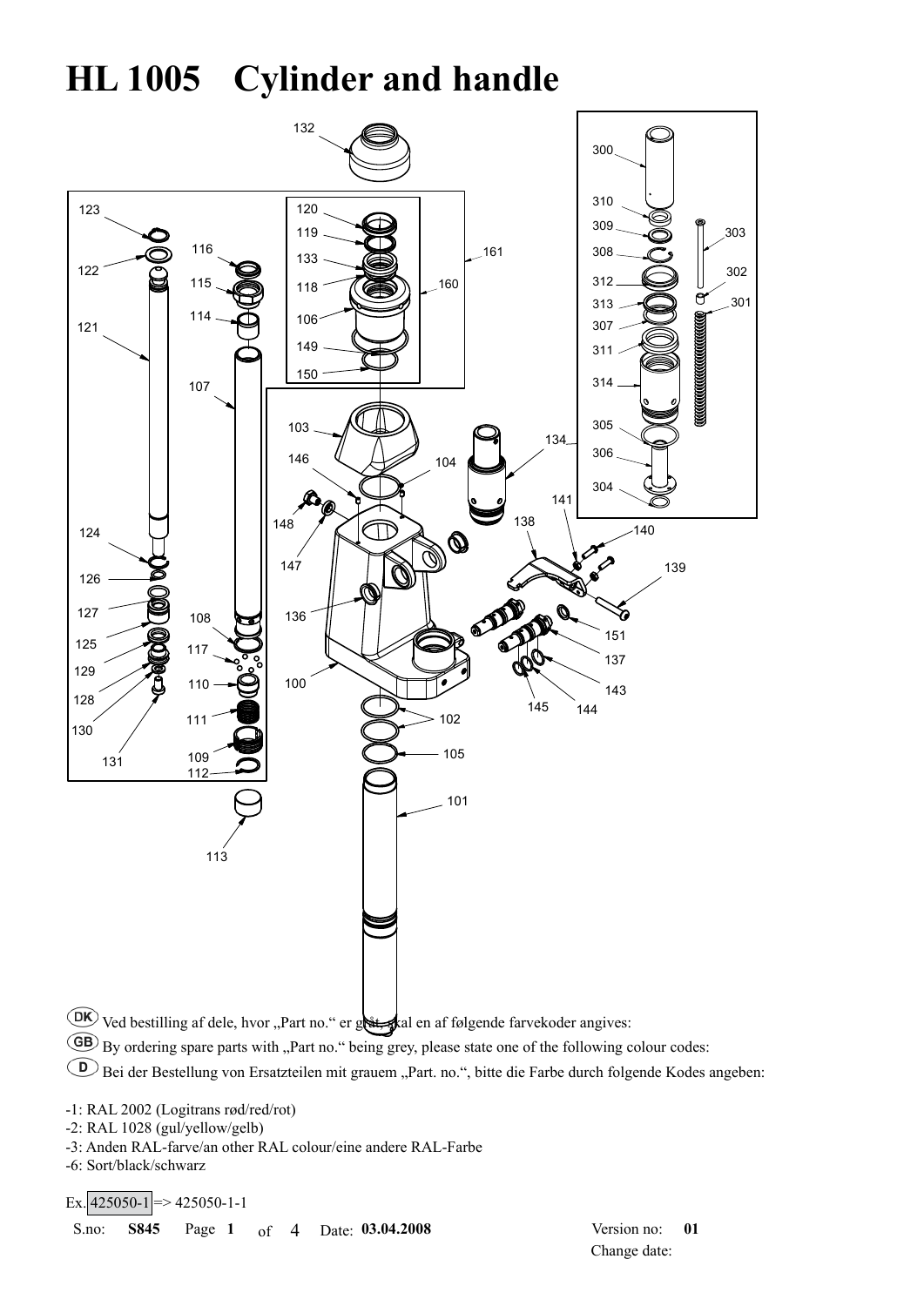# HL 1005 Cylinder and handle

DK Ved bestilling af dele, hvor „Part no." er gråt, skal en af følgende farvekoder angives:

GB By ordering spare parts with „Part no." being grey, please state one of the following colour codes:

D Bei der Bestellung von Ersatzteilen mit grauem „Part. no.", bitte die Farbe durch folgende Kodes angeben:

-1: RAL 2002 (Logitrans rød/red/rot)
-2: RAL 1028 (gul/yellow/gelb)
-3: Anden RAL-farve/an other RAL colour/eine andere RAL-Farbe
-6: Sort/black/schwarz

Ex. 425050-1 => 425050-1-1

S.no: **S845** Date: **03.04.2008** Version no: **01**
Change date: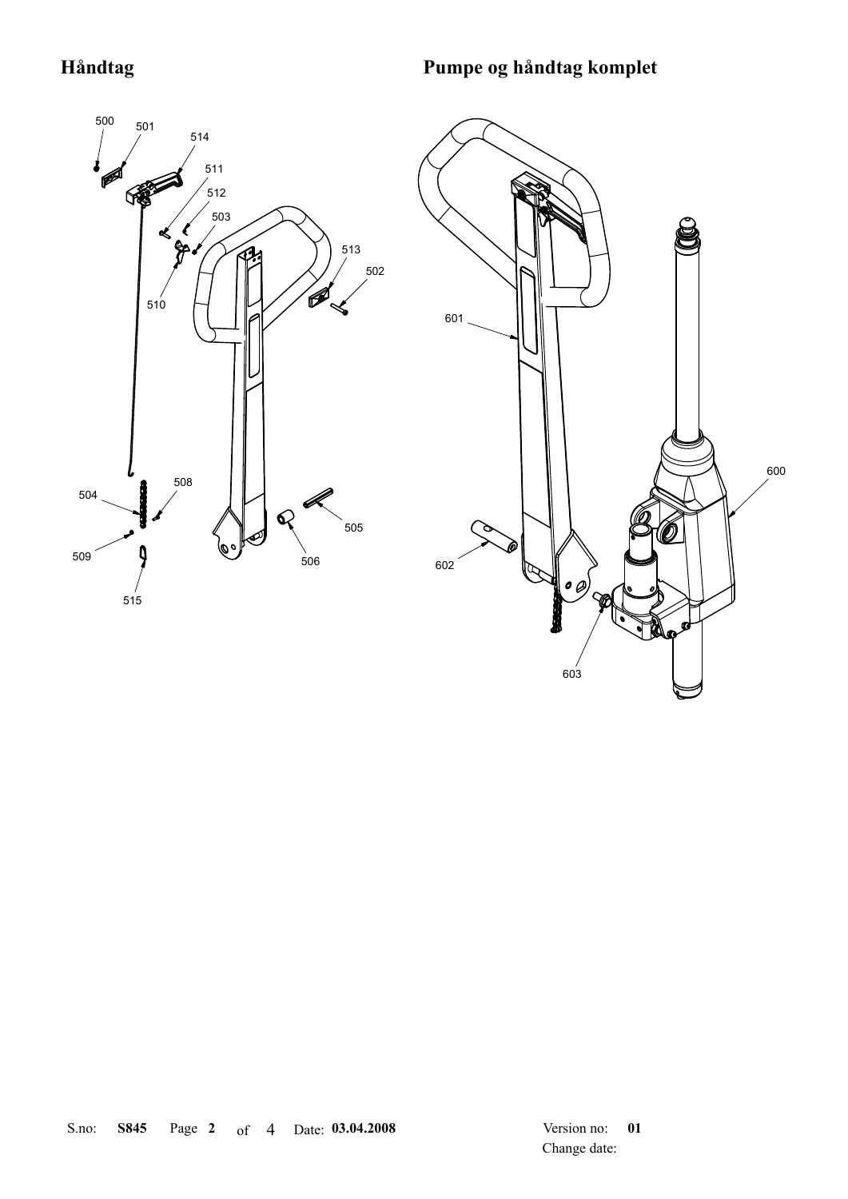## Håndtag

## Pumpe og håndtag komplet

500 501 514 511 512 503 513 502 510 504 508 505 509 506 515

601 600 602 603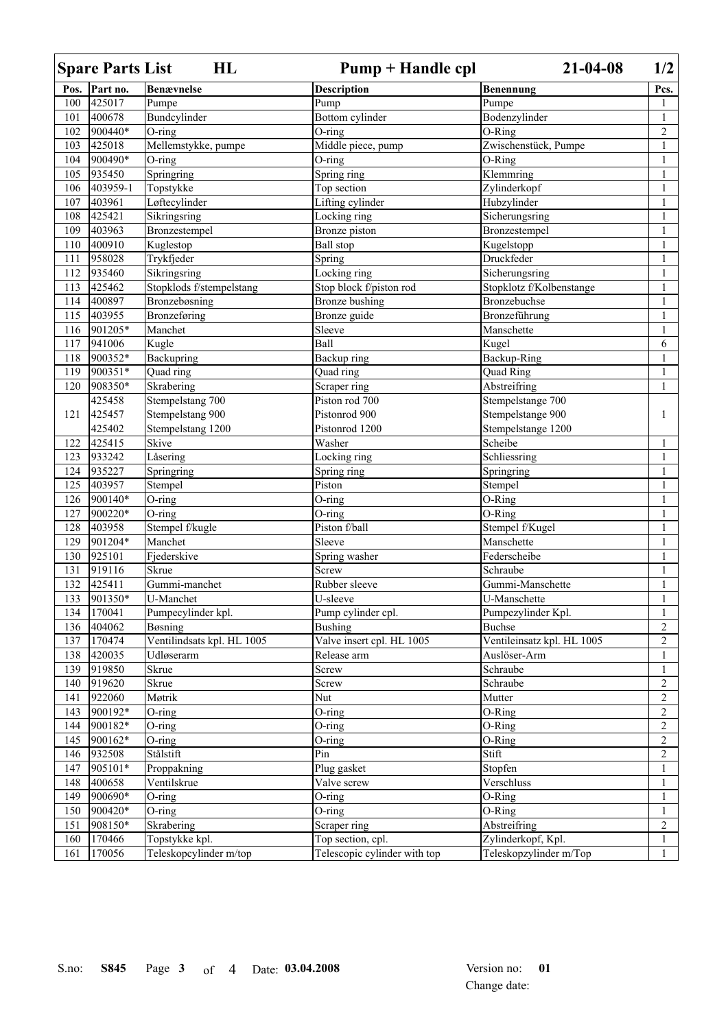## Spare Parts List HL Pump + Handle cpl 21-04-08 1/2

| Pos. | Part no. | Benævnelse | Description | Benennung | Pcs. |
|---|---|---|---|---|---|
| 100 | 425017 | Pumpe | Pump | Pumpe | 1 |
| 101 | 400678 | Bundcylinder | Bottom cylinder | Bodenzylinder | 1 |
| 102 | 900440* | O-ring | O-ring | O-Ring | 2 |
| 103 | 425018 | Mellemstykke, pumpe | Middle piece, pump | Zwischenstück, Pumpe | 1 |
| 104 | 900490* | O-ring | O-ring | O-Ring | 1 |
| 105 | 935450 | Springring | Spring ring | Klemmring | 1 |
| 106 | 403959-1 | Topstykke | Top section | Zylinderkopf | 1 |
| 107 | 403961 | Løftecylinder | Lifting cylinder | Hubzylinder | 1 |
| 108 | 425421 | Sikringsring | Locking ring | Sicherungsring | 1 |
| 109 | 403963 | Bronzestempel | Bronze piston | Bronzestempel | 1 |
| 110 | 400910 | Kuglestop | Ball stop | Kugelstopp | 1 |
| 111 | 958028 | Trykfjeder | Spring | Druckfeder | 1 |
| 112 | 935460 | Sikringsring | Locking ring | Sicherungsring | 1 |
| 113 | 425462 | Stopklods f/stempelstang | Stop block f/piston rod | Stopklotz f/Kolbenstange | 1 |
| 114 | 400897 | Bronzebøsning | Bronze bushing | Bronzebuchse | 1 |
| 115 | 403955 | Bronzeføring | Bronze guide | Bronzeführung | 1 |
| 116 | 901205* | Manchet | Sleeve | Manschette | 1 |
| 117 | 941006 | Kugle | Ball | Kugel | 6 |
| 118 | 900352* | Backupring | Backup ring | Backup-Ring | 1 |
| 119 | 900351* | Quad ring | Quad ring | Quad Ring | 1 |
| 120 | 908350* | Skrabering | Scraper ring | Abstreifring | 1 |
| 121 | 425458<br>425457<br>425402 | Stempelstang 700<br>Stempelstang 900<br>Stempelstang 1200 | Piston rod 700<br>Pistonrod 900<br>Pistonrod 1200 | Stempelstange 700<br>Stempelstange 900<br>Stempelstange 1200 | 1 |
| 122 | 425415 | Skive | Washer | Scheibe | 1 |
| 123 | 933242 | Låsering | Locking ring | Schliessring | 1 |
| 124 | 935227 | Springring | Spring ring | Springring | 1 |
| 125 | 403957 | Stempel | Piston | Stempel | 1 |
| 126 | 900140* | O-ring | O-ring | O-Ring | 1 |
| 127 | 900220* | O-ring | O-ring | O-Ring | 1 |
| 128 | 403958 | Stempel f/kugle | Piston f/ball | Stempel f/Kugel | 1 |
| 129 | 901204* | Manchet | Sleeve | Manschette | 1 |
| 130 | 925101 | Fjederskive | Spring washer | Federscheibe | 1 |
| 131 | 919116 | Skrue | Screw | Schraube | 1 |
| 132 | 425411 | Gummi-manchet | Rubber sleeve | Gummi-Manschette | 1 |
| 133 | 901350* | U-Manchet | U-sleeve | U-Manschette | 1 |
| 134 | 170041 | Pumpecylinder kpl. | Pump cylinder cpl. | Pumpezylinder Kpl. | 1 |
| 136 | 404062 | Bøsning | Bushing | Buchse | 2 |
| 137 | 170474 | Ventilindsats kpl. HL 1005 | Valve insert cpl. HL 1005 | Ventileinsatz kpl. HL 1005 | 2 |
| 138 | 420035 | Udløserarm | Release arm | Auslöser-Arm | 1 |
| 139 | 919850 | Skrue | Screw | Schraube | 1 |
| 140 | 919620 | Skrue | Screw | Schraube | 2 |
| 141 | 922060 | Møtrik | Nut | Mutter | 2 |
| 143 | 900192* | O-ring | O-ring | O-Ring | 2 |
| 144 | 900182* | O-ring | O-ring | O-Ring | 2 |
| 145 | 900162* | O-ring | O-ring | O-Ring | 2 |
| 146 | 932508 | Stålstift | Pin | Stift | 2 |
| 147 | 905101* | Proppakning | Plug gasket | Stopfen | 1 |
| 148 | 400658 | Ventilskrue | Valve screw | Verschluss | 1 |
| 149 | 900690* | O-ring | O-ring | O-Ring | 1 |
| 150 | 900420* | O-ring | O-ring | O-Ring | 1 |
| 151 | 908150* | Skrabering | Scraper ring | Abstreifring | 2 |
| 160 | 170466 | Topstykke kpl. | Top section, cpl. | Zylinderkopf, Kpl. | 1 |
| 161 | 170056 | Teleskopcylinder m/top | Telescopic cylinder with top | Teleskopzylinder m/Top | 1 |

S.no: **S845** Date: **03.04.2008** Version no: **01** Change date: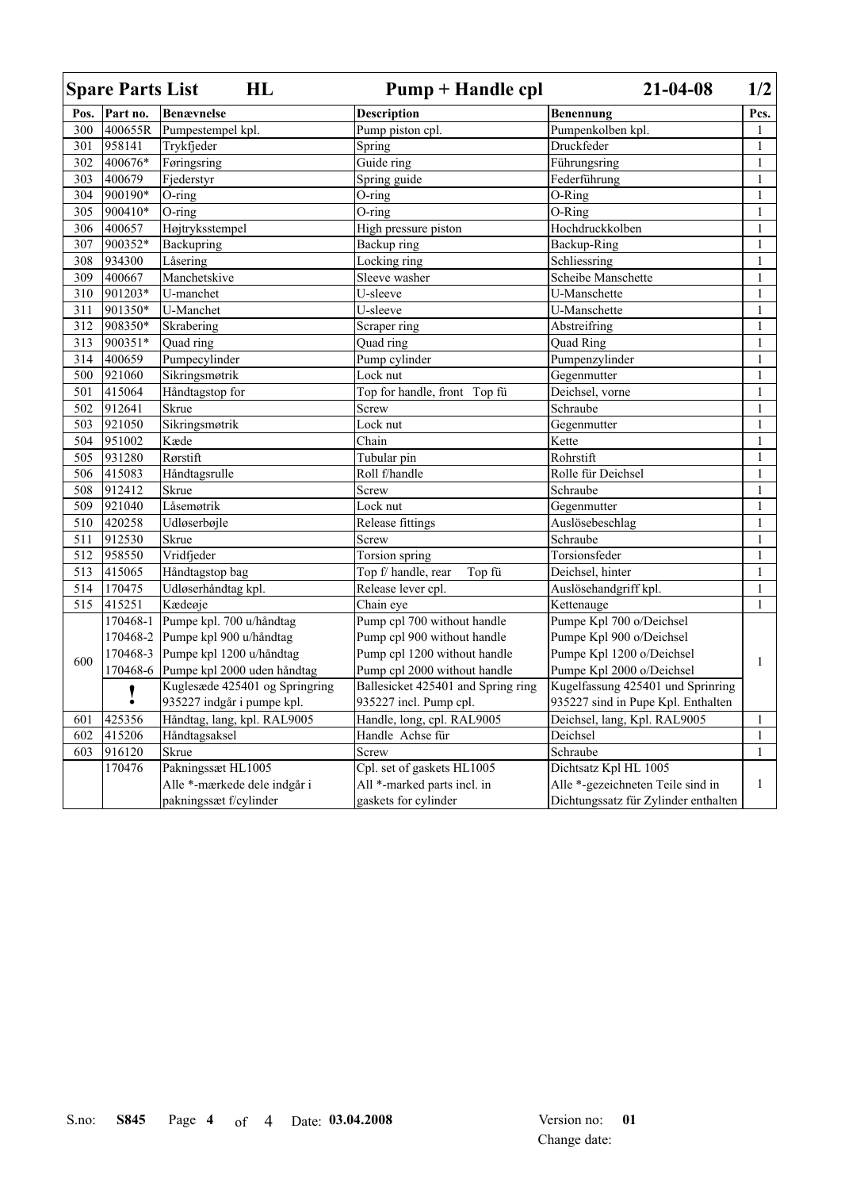| Spare Parts List | HL | | Pump + Handle cpl | 21-04-08 | 1/2 |
|---|---|---|---|---|---|
| **Pos.** | **Part no.** | **Benævnelse** | **Description** | **Benennung** | **Pcs.** |
| 300 | 400655R | Pumpestempel kpl. | Pump piston cpl. | Pumpenkolben kpl. | 1 |
| 301 | 958141 | Trykfjeder | Spring | Druckfeder | 1 |
| 302 | 400676* | Føringsring | Guide ring | Führungsring | 1 |
| 303 | 400679 | Fjederstyr | Spring guide | Federführung | 1 |
| 304 | 900190* | O-ring | O-ring | O-Ring | 1 |
| 305 | 900410* | O-ring | O-ring | O-Ring | 1 |
| 306 | 400657 | Højtryksstempel | High pressure piston | Hochdruckkolben | 1 |
| 307 | 900352* | Backupring | Backup ring | Backup-Ring | 1 |
| 308 | 934300 | Låsering | Locking ring | Schliessring | 1 |
| 309 | 400667 | Manchetskive | Sleeve washer | Scheibe Manschette | 1 |
| 310 | 901203* | U-manchet | U-sleeve | U-Manschette | 1 |
| 311 | 901350* | U-Manchet | U-sleeve | U-Manschette | 1 |
| 312 | 908350* | Skrabering | Scraper ring | Abstreifring | 1 |
| 313 | 900351* | Quad ring | Quad ring | Quad Ring | 1 |
| 314 | 400659 | Pumpecylinder | Pump cylinder | Pumpenzylinder | 1 |
| 500 | 921060 | Sikringsmøtrik | Lock nut | Gegenmutter | 1 |
| 501 | 415064 | Håndtagstop for | Top for handle, front Top fü | Deichsel, vorne | 1 |
| 502 | 912641 | Skrue | Screw | Schraube | 1 |
| 503 | 921050 | Sikringsmøtrik | Lock nut | Gegenmutter | 1 |
| 504 | 951002 | Kæde | Chain | Kette | 1 |
| 505 | 931280 | Rørstift | Tubular pin | Rohrstift | 1 |
| 506 | 415083 | Håndtagsrulle | Roll f/handle | Rolle für Deichsel | 1 |
| 508 | 912412 | Skrue | Screw | Schraube | 1 |
| 509 | 921040 | Låsemøtrik | Lock nut | Gegenmutter | 1 |
| 510 | 420258 | Udløserbøjle | Release fittings | Auslösebeschlag | 1 |
| 511 | 912530 | Skrue | Screw | Schraube | 1 |
| 512 | 958550 | Vridfjeder | Torsion spring | Torsionsfeder | 1 |
| 513 | 415065 | Håndtagstop bag | Top f/ handle, rear Top fü | Deichsel, hinter | 1 |
| 514 | 170475 | Udløserhåndtag kpl. | Release lever cpl. | Auslösehandgriff kpl. | 1 |
| 515 | 415251 | Kædeøje | Chain eye | Kettenauge | 1 |
| 600 | 170468-1<br>170468-2<br>170468-3<br>170468-6<br>! | Pumpe kpl. 700 u/håndtag<br>Pumpe kpl 900 u/håndtag<br>Pumpe kpl 1200 u/håndtag<br>Pumpe kpl 2000 uden håndtag<br>Kuglesæde 425401 og Springring 935227 indgår i pumpe kpl. | Pump cpl 700 without handle<br>Pump cpl 900 without handle<br>Pump cpl 1200 without handle<br>Pump cpl 2000 without handle<br>Ballesicket 425401 and Spring ring 935227 incl. Pump cpl. | Pumpe Kpl 700 o/Deichsel<br>Pumpe Kpl 900 o/Deichsel<br>Pumpe Kpl 1200 o/Deichsel<br>Pumpe Kpl 2000 o/Deichsel<br>Kugelfassung 425401 und Sprinring 935227 sind in Pupe Kpl. Enthalten | 1 |
| 601 | 425356 | Håndtag, lang, kpl. RAL9005 | Handle, long, cpl. RAL9005 | Deichsel, lang, Kpl. RAL9005 | 1 |
| 602 | 415206 | Håndtagsaksel | Handle Achse für | Deichsel | 1 |
| 603 | 916120 | Skrue | Screw | Schraube | 1 |
| | 170476 | Pakningssæt HL1005<br>Alle *-mærkede dele indgår i pakningssæt f/cylinder | Cpl. set of gaskets HL1005<br>All *-marked parts incl. in gaskets for cylinder | Dichtsatz Kpl HL 1005<br>Alle *-gezeichneten Teile sind in Dichtungssatz für Zylinder enthalten | 1 |

S.no: **S845** Date: **03.04.2008** Version no: **01** Change date: